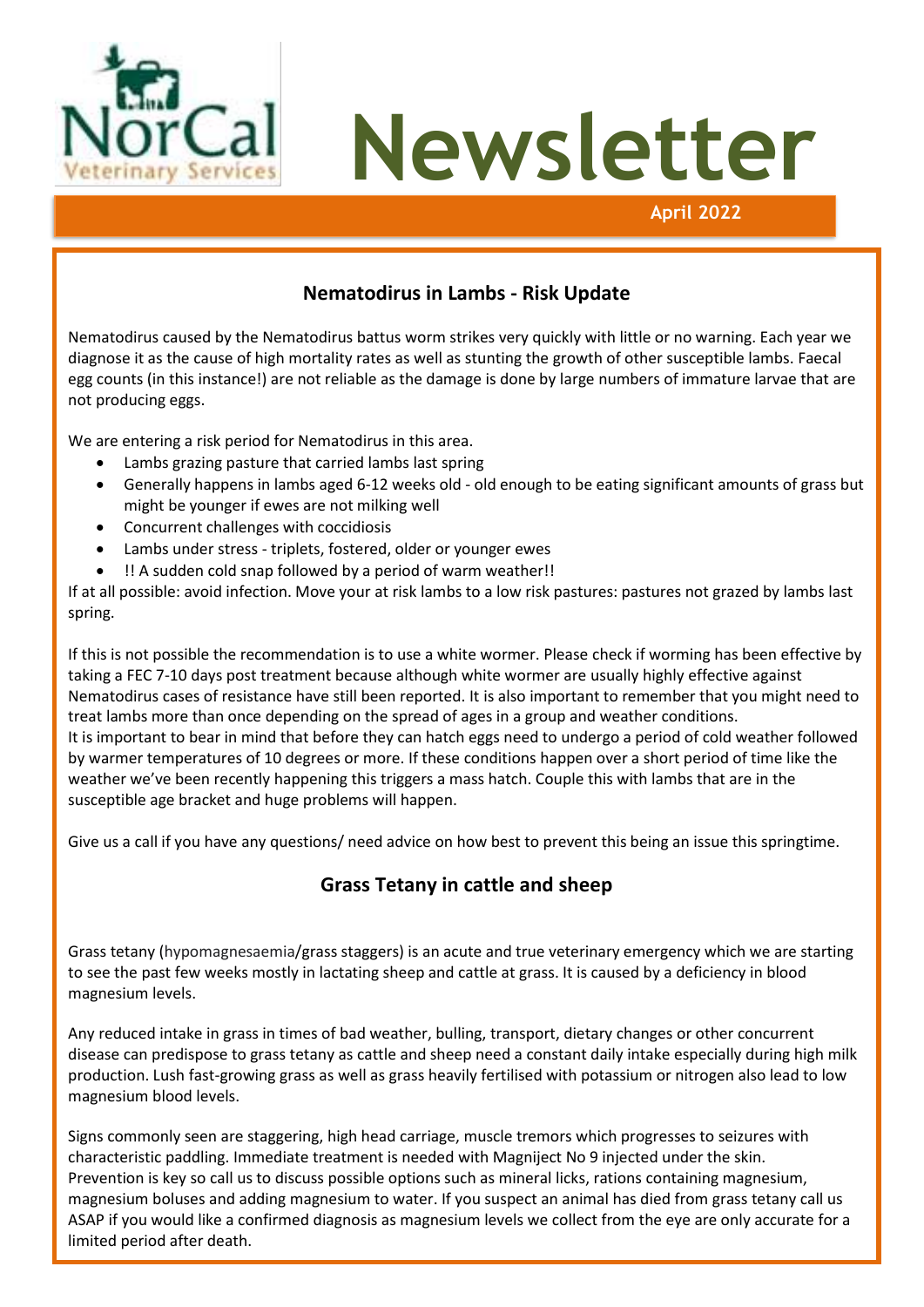NorCal Veterinary Services

# Newsletter

**April 2022**

## Nematodirus in Lambs - Risk Update

Nematodirus caused by the Nematodirus battus worm strikes very quickly with little or no warning. Each year we diagnose it as the cause of high mortality rates as well as stunting the growth of other susceptible lambs. Faecal egg counts (in this instance!) are not reliable as the damage is done by large numbers of immature larvae that are not producing eggs.

We are entering a risk period for Nematodirus in this area.

- Lambs grazing pasture that carried lambs last spring
- Generally happens in lambs aged 6-12 weeks old - old enough to be eating significant amounts of grass but might be younger if ewes are not milking well
- Concurrent challenges with coccidiosis
- Lambs under stress - triplets, fostered, older or younger ewes
- !! A sudden cold snap followed by a period of warm weather!!

If at all possible: avoid infection. Move your at risk lambs to a low risk pastures: pastures not grazed by lambs last spring.

If this is not possible the recommendation is to use a white wormer. Please check if worming has been effective by taking a FEC 7-10 days post treatment because although white wormer are usually highly effective against Nematodirus cases of resistance have still been reported. It is also important to remember that you might need to treat lambs more than once depending on the spread of ages in a group and weather conditions.
It is important to bear in mind that before they can hatch eggs need to undergo a period of cold weather followed by warmer temperatures of 10 degrees or more. If these conditions happen over a short period of time like the weather we've been recently happening this triggers a mass hatch. Couple this with lambs that are in the susceptible age bracket and huge problems will happen.

Give us a call if you have any questions/ need advice on how best to prevent this being an issue this springtime.

## Grass Tetany in cattle and sheep

Grass tetany (hypomagnesaemia/grass staggers) is an acute and true veterinary emergency which we are starting to see the past few weeks mostly in lactating sheep and cattle at grass. It is caused by a deficiency in blood magnesium levels.

Any reduced intake in grass in times of bad weather, bulling, transport, dietary changes or other concurrent disease can predispose to grass tetany as cattle and sheep need a constant daily intake especially during high milk production. Lush fast-growing grass as well as grass heavily fertilised with potassium or nitrogen also lead to low magnesium blood levels.

Signs commonly seen are staggering, high head carriage, muscle tremors which progresses to seizures with characteristic paddling. Immediate treatment is needed with Magniject No 9 injected under the skin. Prevention is key so call us to discuss possible options such as mineral licks, rations containing magnesium, magnesium boluses and adding magnesium to water. If you suspect an animal has died from grass tetany call us ASAP if you would like a confirmed diagnosis as magnesium levels we collect from the eye are only accurate for a limited period after death.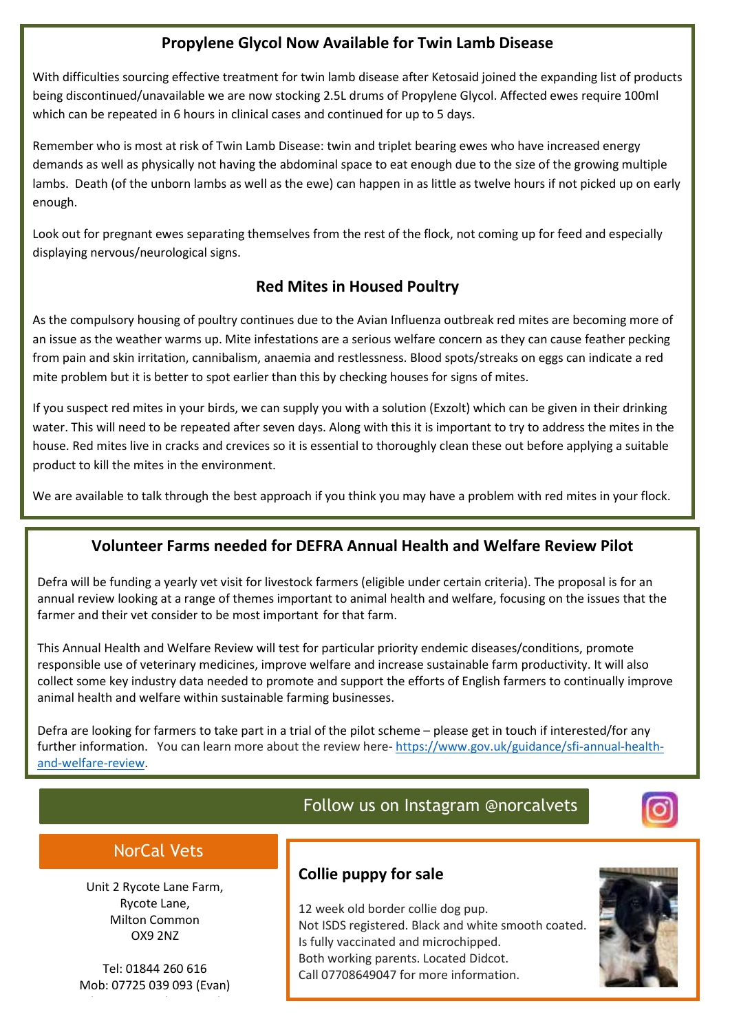## Propylene Glycol Now Available for Twin Lamb Disease

With difficulties sourcing effective treatment for twin lamb disease after Ketosaid joined the expanding list of products being discontinued/unavailable we are now stocking 2.5L drums of Propylene Glycol. Affected ewes require 100ml which can be repeated in 6 hours in clinical cases and continued for up to 5 days.

Remember who is most at risk of Twin Lamb Disease: twin and triplet bearing ewes who have increased energy demands as well as physically not having the abdominal space to eat enough due to the size of the growing multiple lambs. Death (of the unborn lambs as well as the ewe) can happen in as little as twelve hours if not picked up on early enough.

Look out for pregnant ewes separating themselves from the rest of the flock, not coming up for feed and especially displaying nervous/neurological signs.

## Red Mites in Housed Poultry

As the compulsory housing of poultry continues due to the Avian Influenza outbreak red mites are becoming more of an issue as the weather warms up. Mite infestations are a serious welfare concern as they can cause feather pecking from pain and skin irritation, cannibalism, anaemia and restlessness. Blood spots/streaks on eggs can indicate a red mite problem but it is better to spot earlier than this by checking houses for signs of mites.

If you suspect red mites in your birds, we can supply you with a solution (Exzolt) which can be given in their drinking water. This will need to be repeated after seven days. Along with this it is important to try to address the mites in the house. Red mites live in cracks and crevices so it is essential to thoroughly clean these out before applying a suitable product to kill the mites in the environment.

We are available to talk through the best approach if you think you may have a problem with red mites in your flock.

## Volunteer Farms needed for DEFRA Annual Health and Welfare Review Pilot

Defra will be funding a yearly vet visit for livestock farmers (eligible under certain criteria). The proposal is for an annual review looking at a range of themes important to animal health and welfare, focusing on the issues that the farmer and their vet consider to be most important for that farm.

This Annual Health and Welfare Review will test for particular priority endemic diseases/conditions, promote responsible use of veterinary medicines, improve welfare and increase sustainable farm productivity. It will also collect some key industry data needed to promote and support the efforts of English farmers to continually improve animal health and welfare within sustainable farming businesses.

Defra are looking for farmers to take part in a trial of the pilot scheme – please get in touch if interested/for any further information. You can learn more about the review here- https://www.gov.uk/guidance/sfi-annual-health-and-welfare-review.

Follow us on Instagram @norcalvets

## NorCal Vets

Unit 2 Rycote Lane Farm,
Rycote Lane,
Milton Common
OX9 2NZ

Tel: 01844 260 616
Mob: 07725 039 093 (Evan)

## Collie puppy for sale

12 week old border collie dog pup.
Not ISDS registered. Black and white smooth coated.
Is fully vaccinated and microchipped.
Both working parents. Located Didcot.
Call 07708649047 for more information.